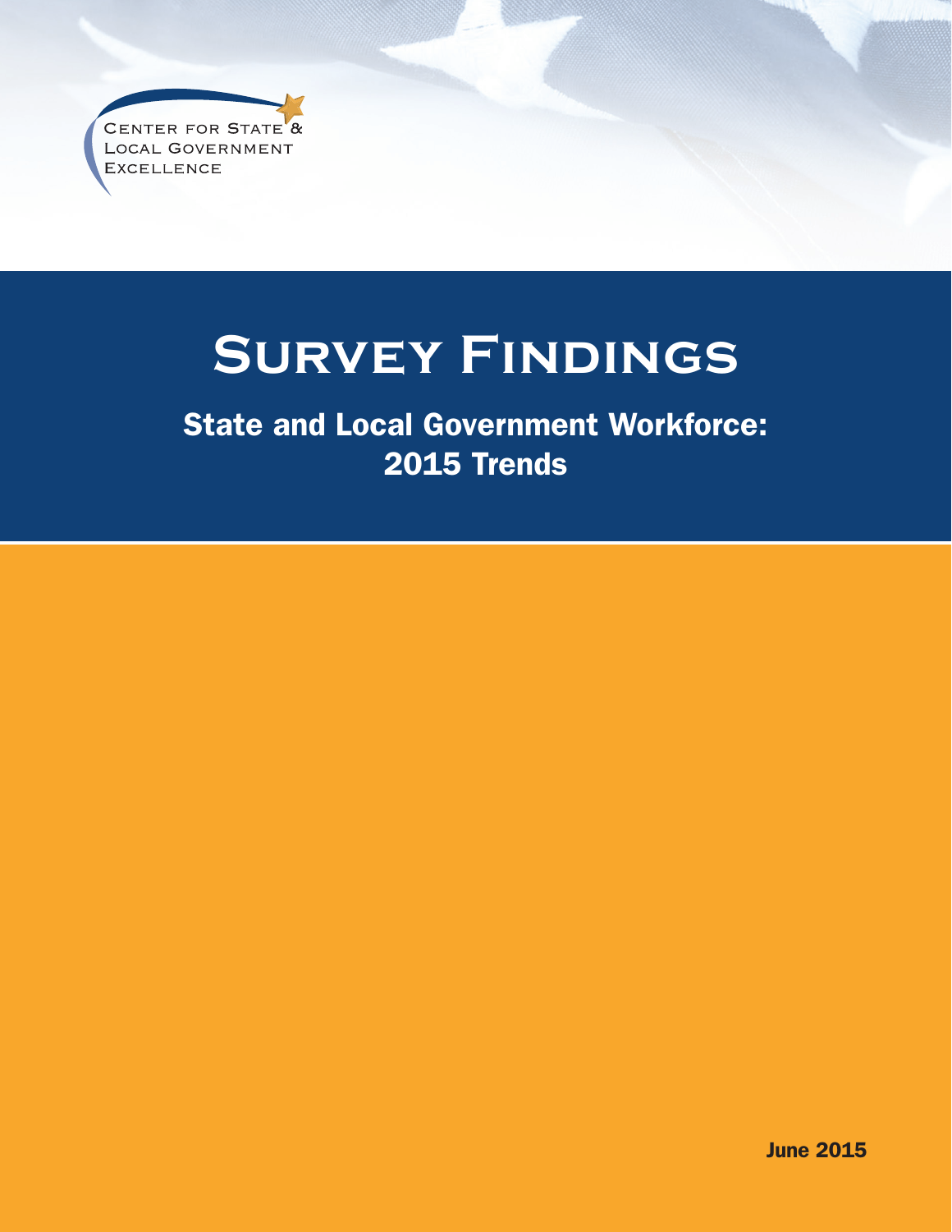Center for State & Local Government Excellence

# Survey Findings

## State and Local Government Workforce: 2015 Trends

June 2015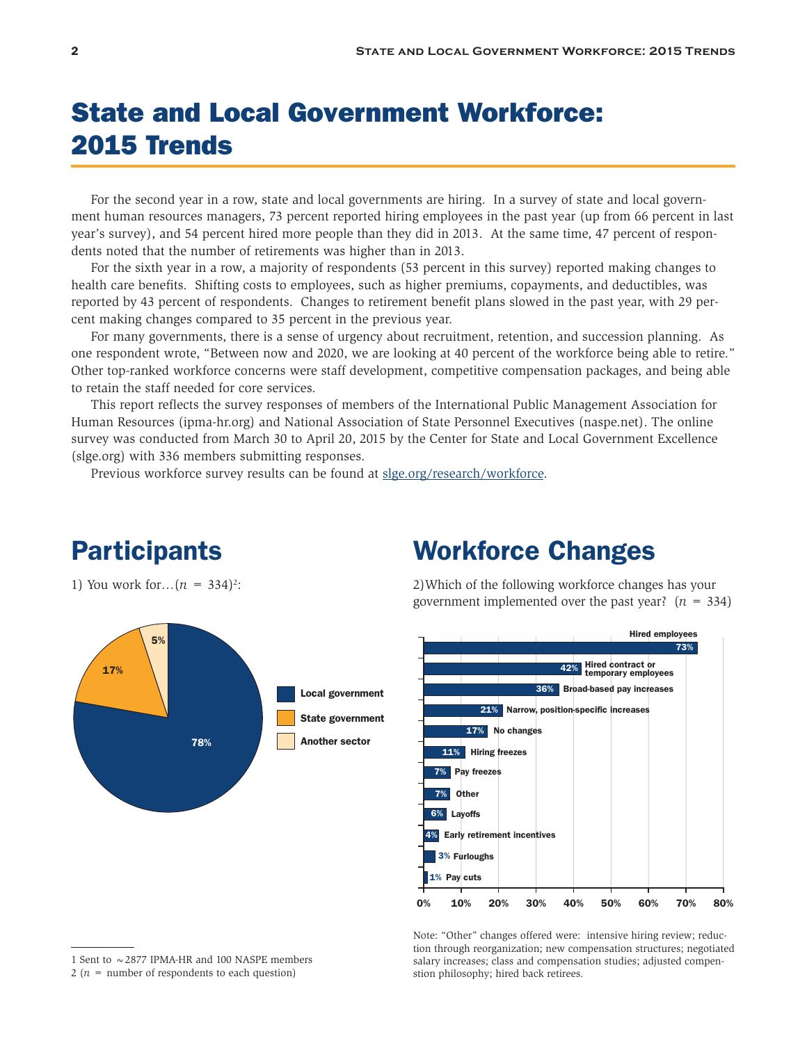# State and Local Government Workforce: 2015 Trends

For the second year in a row, state and local governments are hiring. In a survey of state and local government human resources managers, 73 percent reported hiring employees in the past year (up from 66 percent in last year's survey), and 54 percent hired more people than they did in 2013. At the same time, 47 percent of respondents noted that the number of retirements was higher than in 2013.

For the sixth year in a row, a majority of respondents (53 percent in this survey) reported making changes to health care benefits. Shifting costs to employees, such as higher premiums, copayments, and deductibles, was reported by 43 percent of respondents. Changes to retirement benefit plans slowed in the past year, with 29 percent making changes compared to 35 percent in the previous year.

For many governments, there is a sense of urgency about recruitment, retention, and succession planning. As one respondent wrote, "Between now and 2020, we are looking at 40 percent of the workforce being able to retire." Other top-ranked workforce concerns were staff development, competitive compensation packages, and being able to retain the staff needed for core services.

This report reflects the survey responses of members of the International Public Management Association for Human Resources (ipma-hr.org) and National Association of State Personnel Executives (naspe.net). The online survey was conducted from March 30 to April 20, 2015 by the Center for State and Local Government Excellence (slge.org) with 336 members submitting responses.

Previous workforce survey results can be found at slge.org/research/workforce.

## Participants

1) You work for…($n$ = 334)[2]:

| Sector | Percent |
|---|---|
| Local government | 78% |
| State government | 17% |
| Another sector | 5% |

## Workforce Changes

2) Which of the following workforce changes has your government implemented over the past year? ($n$ = 334)

| Change | Percent |
|---|---|
| Hired employees | 73% |
| Hired contract or temporary employees | 42% |
| Broad-based pay increases | 36% |
| Narrow, position-specific increases | 21% |
| No changes | 17% |
| Hiring freezes | 11% |
| Pay freezes | 7% |
| Other | 7% |
| Layoffs | 6% |
| Early retirement incentives | 4% |
| Furloughs | 3% |
| Pay cuts | 1% |

Note: "Other" changes offered were: intensive hiring review; reduction through reorganization; new compensation structures; negotiated salary increases; class and compensation studies; adjusted compenstion philosophy; hired back retirees.

1 Sent to ~2877 IPMA-HR and 100 NASPE members

2 ($n$ = number of respondents to each question)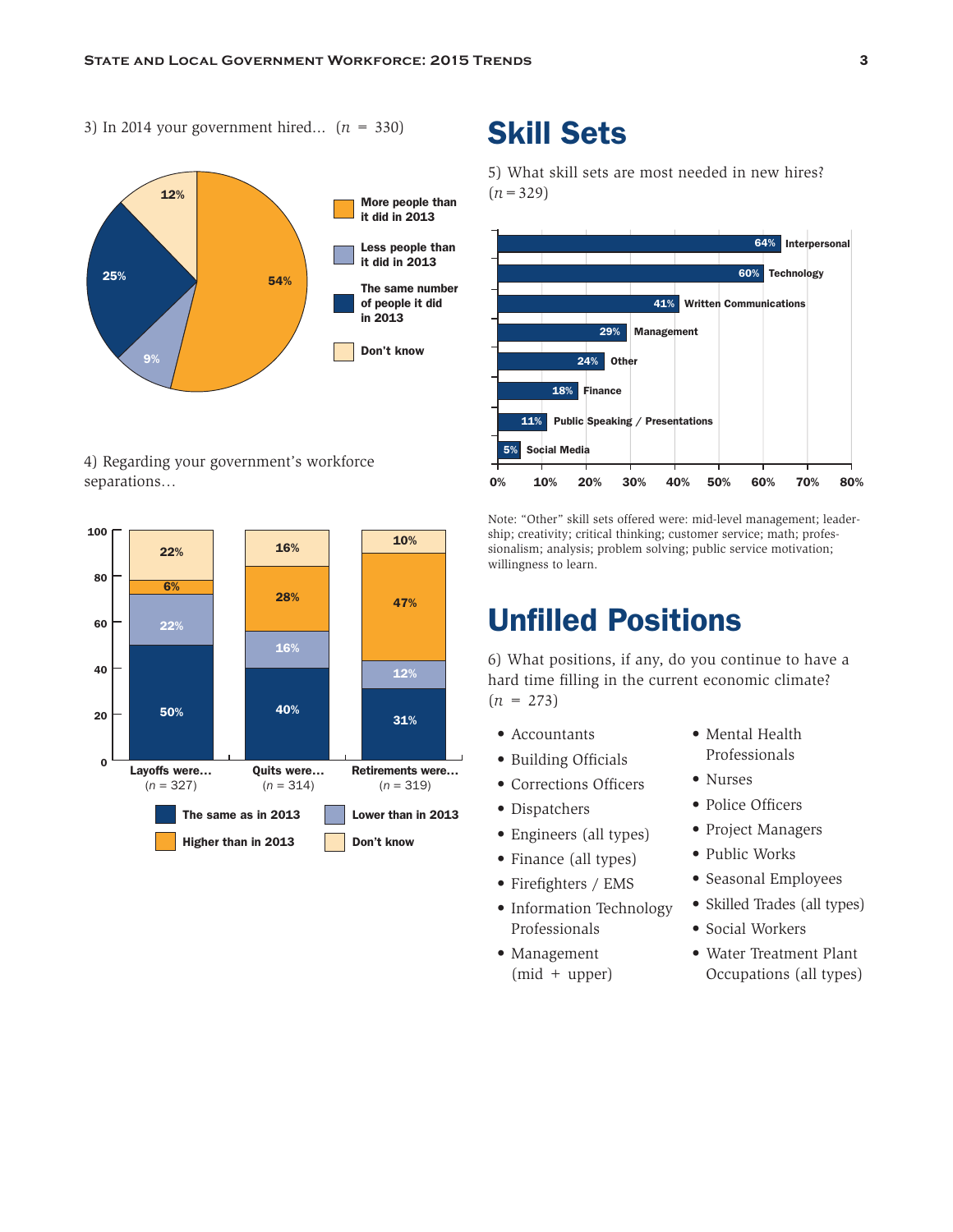3) In 2014 your government hired… ($n$ = 330)

| Response | Percent |
|---|---|
| More people than it did in 2013 | 54% |
| Less people than it did in 2013 | 9% |
| The same number of people it did in 2013 | 25% |
| Don't know | 12% |

4) Regarding your government's workforce separations…

| | Layoffs were… ($n$ = 327) | Quits were… ($n$ = 314) | Retirements were… ($n$ = 319) |
|---|---|---|---|
| The same as in 2013 | 50% | 40% | 31% |
| Lower than in 2013 | 22% | 16% | 12% |
| Higher than in 2013 | 6% | 28% | 47% |
| Don't know | 22% | 16% | 10% |

## Skill Sets

5) What skill sets are most needed in new hires? ($n$ = 329)

| Skill Set | Percent |
|---|---|
| Interpersonal | 64% |
| Technology | 60% |
| Written Communications | 41% |
| Management | 29% |
| Other | 24% |
| Finance | 18% |
| Public Speaking / Presentations | 11% |
| Social Media | 5% |

Note: "Other" skill sets offered were: mid-level management; leadership; creativity; critical thinking; customer service; math; professionalism; analysis; problem solving; public service motivation; willingness to learn.

## Unfilled Positions

6) What positions, if any, do you continue to have a hard time filling in the current economic climate? ($n$ = 273)

- Accountants
- Building Officials
- Corrections Officers
- Dispatchers
- Engineers (all types)
- Finance (all types)
- Firefighters / EMS
- Information Technology Professionals
- Management (mid + upper)
- Mental Health Professionals
- Nurses
- Police Officers
- Project Managers
- Public Works
- Seasonal Employees
- Skilled Trades (all types)
- Social Workers
- Water Treatment Plant Occupations (all types)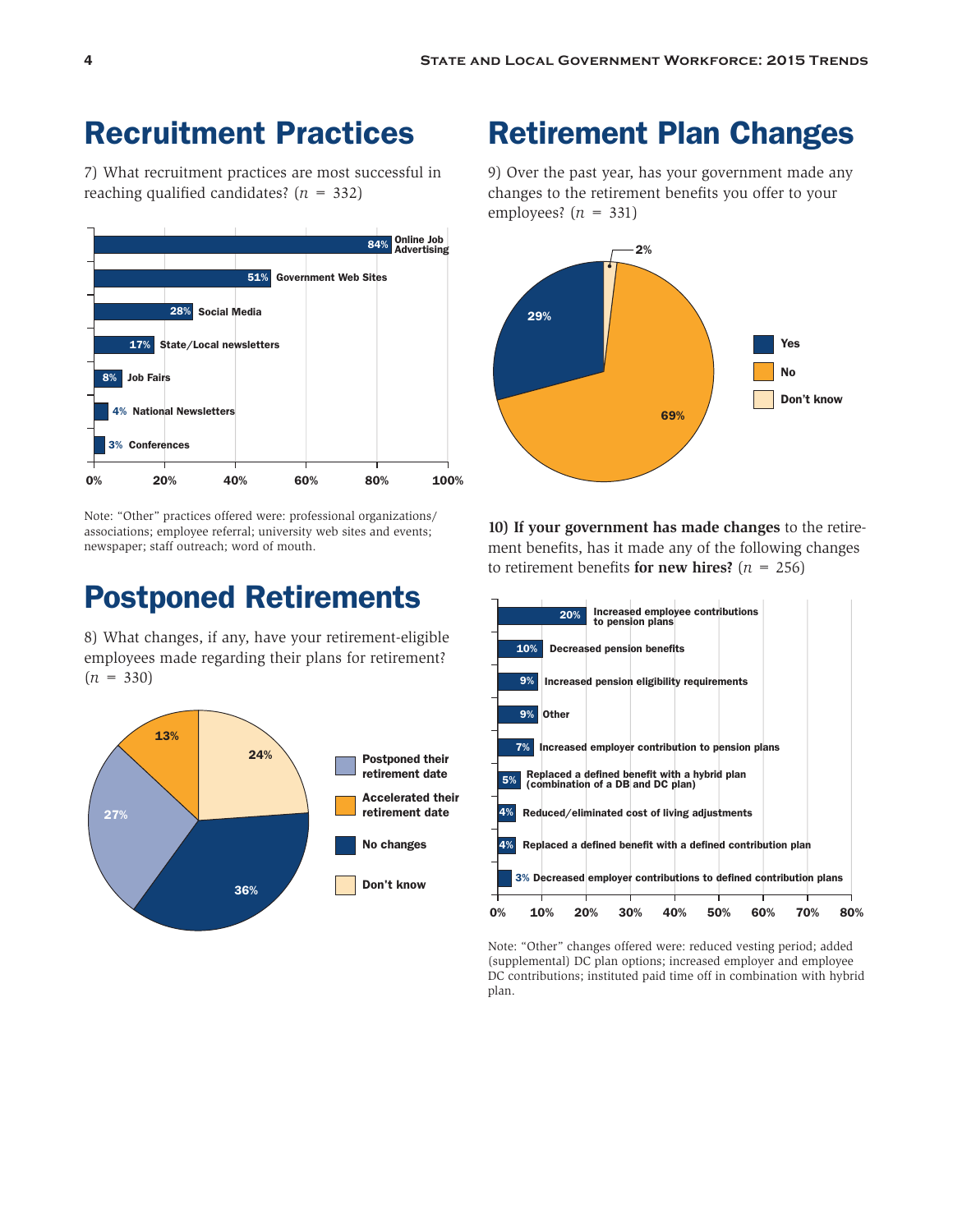## Recruitment Practices

7) What recruitment practices are most successful in reaching qualified candidates? ($n$ = 332)

| Practice | Percent |
| --- | --- |
| Online Job Advertising | 84% |
| Government Web Sites | 51% |
| Social Media | 28% |
| State/Local newsletters | 17% |
| Job Fairs | 8% |
| National Newsletters | 4% |
| Conferences | 3% |

Note: "Other" practices offered were: professional organizations/associations; employee referral; university web sites and events; newspaper; staff outreach; word of mouth.

## Postponed Retirements

8) What changes, if any, have your retirement-eligible employees made regarding their plans for retirement? ($n$ = 330)

| Response | Percent |
| --- | --- |
| Postponed their retirement date | 27% |
| Accelerated their retirement date | 13% |
| No changes | 36% |
| Don't know | 24% |

## Retirement Plan Changes

9) Over the past year, has your government made any changes to the retirement benefits you offer to your employees? ($n$ = 331)

| Response | Percent |
| --- | --- |
| Yes | 29% |
| No | 69% |
| Don't know | 2% |

**10) If your government has made changes** to the retirement benefits, has it made any of the following changes to retirement benefits **for new hires?** ($n$ = 256)

| Change | Percent |
| --- | --- |
| Increased employee contributions to pension plans | 20% |
| Decreased pension benefits | 10% |
| Increased pension eligibility requirements | 9% |
| Other | 9% |
| Increased employer contribution to pension plans | 7% |
| Replaced a defined benefit with a hybrid plan (combination of a DB and DC plan) | 5% |
| Reduced/eliminated cost of living adjustments | 4% |
| Replaced a defined benefit with a defined contribution plan | 4% |
| Decreased employer contributions to defined contribution plans | 3% |

Note: "Other" changes offered were: reduced vesting period; added (supplemental) DC plan options; increased employer and employee DC contributions; instituted paid time off in combination with hybrid plan.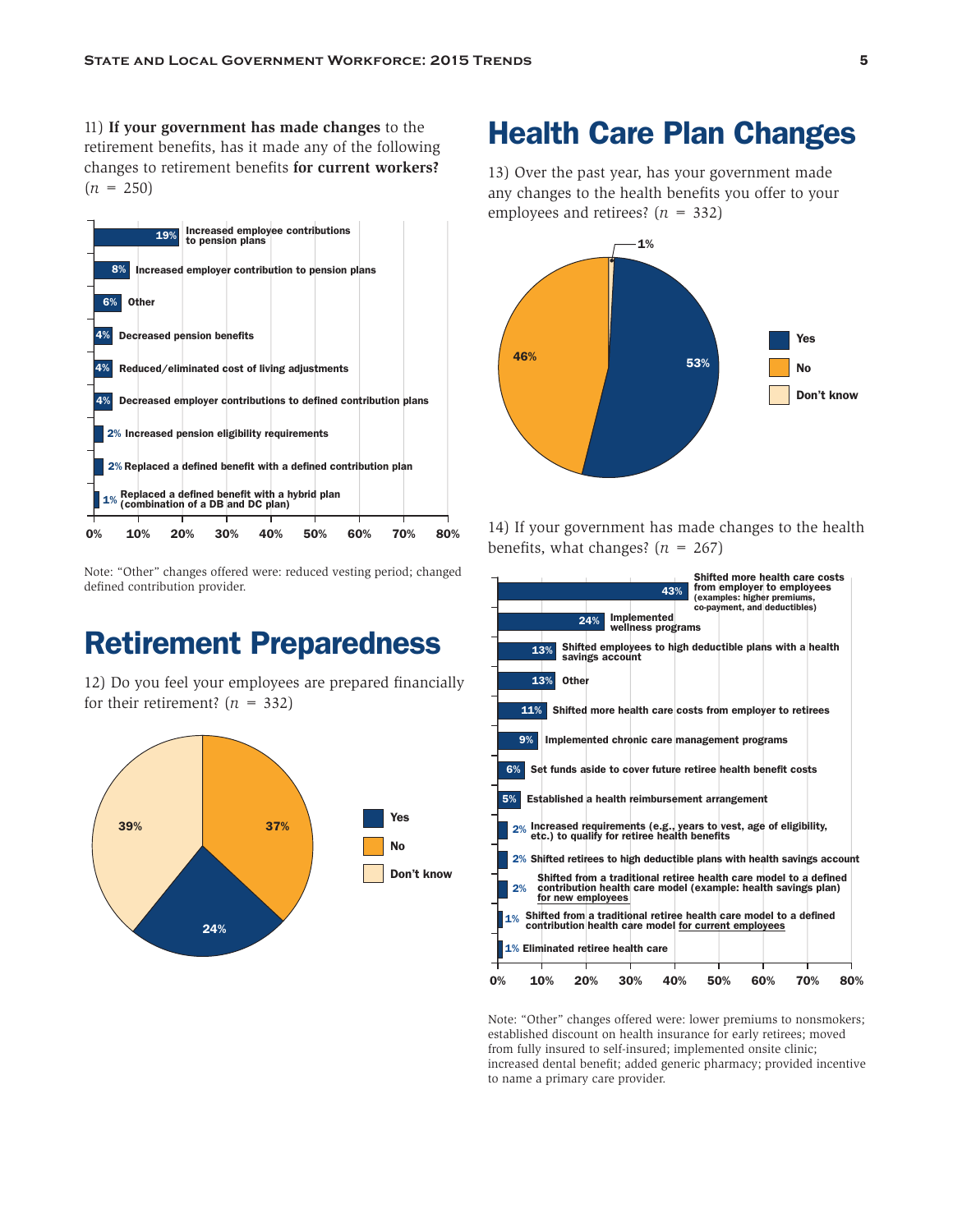11) **If your government has made changes** to the retirement benefits, has it made any of the following changes to retirement benefits **for current workers?** ($n$ = 250)

| Change | Percent |
|---|---|
| Increased employee contributions to pension plans | 19% |
| Increased employer contribution to pension plans | 8% |
| Other | 6% |
| Decreased pension benefits | 4% |
| Reduced/eliminated cost of living adjustments | 4% |
| Decreased employer contributions to defined contribution plans | 4% |
| Increased pension eligibility requirements | 2% |
| Replaced a defined benefit with a defined contribution plan | 2% |
| Replaced a defined benefit with a hybrid plan (combination of a DB and DC plan) | 1% |

Note: “Other” changes offered were: reduced vesting period; changed defined contribution provider.

# Retirement Preparedness

12) Do you feel your employees are prepared financially for their retirement? ($n$ = 332)

| Response | Percent |
|---|---|
| Yes | 24% |
| No | 37% |
| Don't know | 39% |

# Health Care Plan Changes

13) Over the past year, has your government made any changes to the health benefits you offer to your employees and retirees? ($n$ = 332)

| Response | Percent |
|---|---|
| Yes | 53% |
| No | 46% |
| Don't know | 1% |

14) If your government has made changes to the health benefits, what changes? ($n$ = 267)

| Change | Percent |
|---|---|
| Shifted more health care costs from employer to employees (examples: higher premiums, co-payment, and deductibles) | 43% |
| Implemented wellness programs | 24% |
| Shifted employees to high deductible plans with a health savings account | 13% |
| Other | 13% |
| Shifted more health care costs from employer to retirees | 11% |
| Implemented chronic care management programs | 9% |
| Set funds aside to cover future retiree health benefit costs | 6% |
| Established a health reimbursement arrangement | 5% |
| Increased requirements (e.g., years to vest, age of eligibility, etc.) to qualify for retiree health benefits | 2% |
| Shifted retirees to high deductible plans with health savings account | 2% |
| Shifted from a traditional retiree health care model to a defined contribution health care model (example: health savings plan) for new employees | 2% |
| Shifted from a traditional retiree health care model to a defined contribution health care model for current employees | 1% |
| Eliminated retiree health care | 1% |

Note: “Other” changes offered were: lower premiums to nonsmokers; established discount on health insurance for early retirees; moved from fully insured to self-insured; implemented onsite clinic; increased dental benefit; added generic pharmacy; provided incentive to name a primary care provider.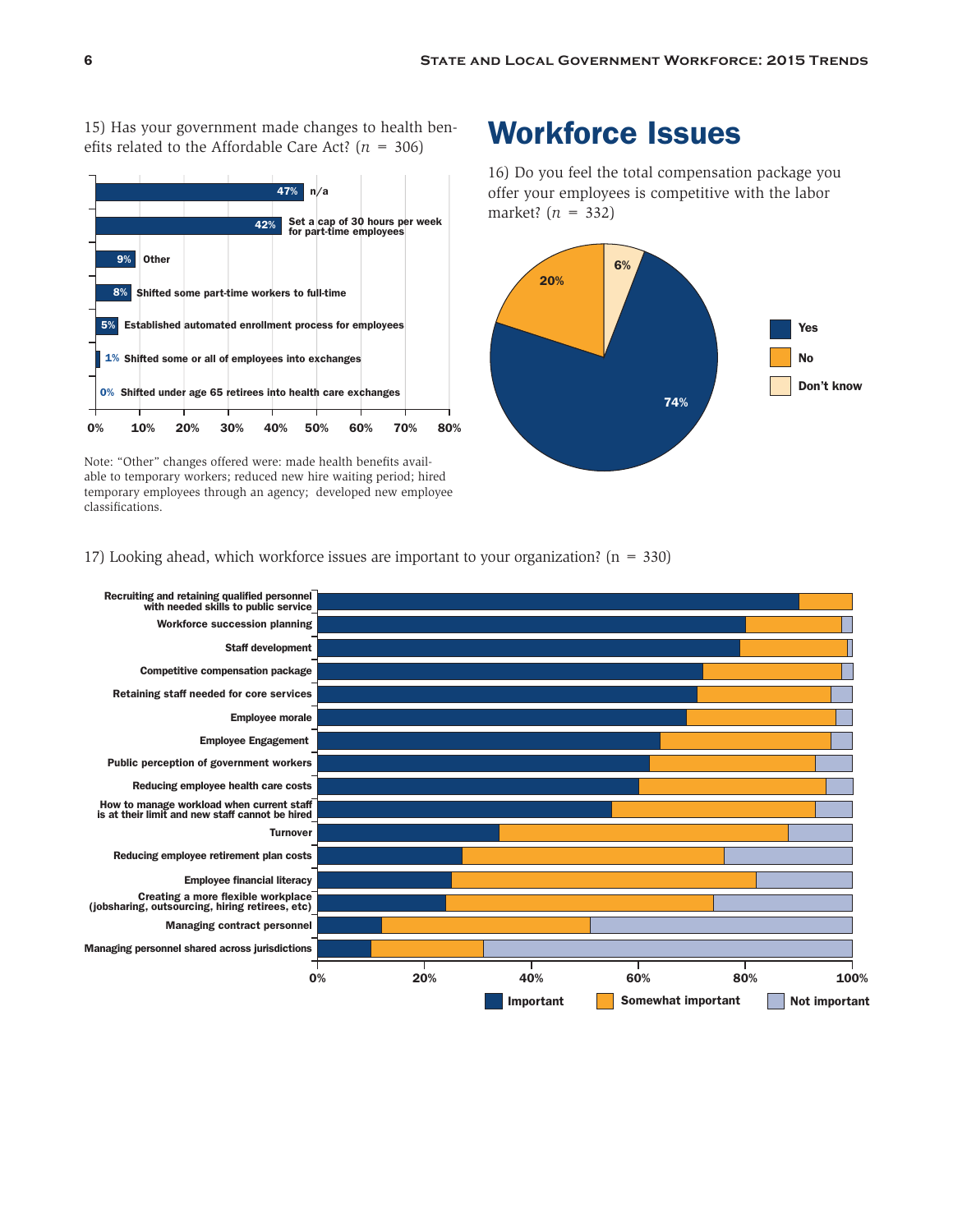15) Has your government made changes to health benefits related to the Affordable Care Act? ($n$ = 306)

| Response | Percent |
| --- | --- |
| n/a | 47% |
| Set a cap of 30 hours per week for part-time employees | 42% |
| Other | 9% |
| Shifted some part-time workers to full-time | 8% |
| Established automated enrollment process for employees | 5% |
| Shifted some or all of employees into exchanges | 1% |
| Shifted under age 65 retirees into health care exchanges | 0% |

Note: "Other" changes offered were: made health benefits available to temporary workers; reduced new hire waiting period; hired temporary employees through an agency; developed new employee classifications.

# Workforce Issues

16) Do you feel the total compensation package you offer your employees is competitive with the labor market? ($n$ = 332)

| Response | Percent |
| --- | --- |
| Yes | 74% |
| No | 20% |
| Don't know | 6% |

17) Looking ahead, which workforce issues are important to your organization? (n = 330)

Chart categories (Important / Somewhat important / Not important):

- Recruiting and retaining qualified personnel with needed skills to public service
- Workforce succession planning
- Staff development
- Competitive compensation package
- Retaining staff needed for core services
- Employee morale
- Employee Engagement
- Public perception of government workers
- Reducing employee health care costs
- How to manage workload when current staff is at their limit and new staff cannot be hired
- Turnover
- Reducing employee retirement plan costs
- Employee financial literacy
- Creating a more flexible workplace (jobsharing, outsourcing, hiring retirees, etc)
- Managing contract personnel
- Managing personnel shared across jurisdictions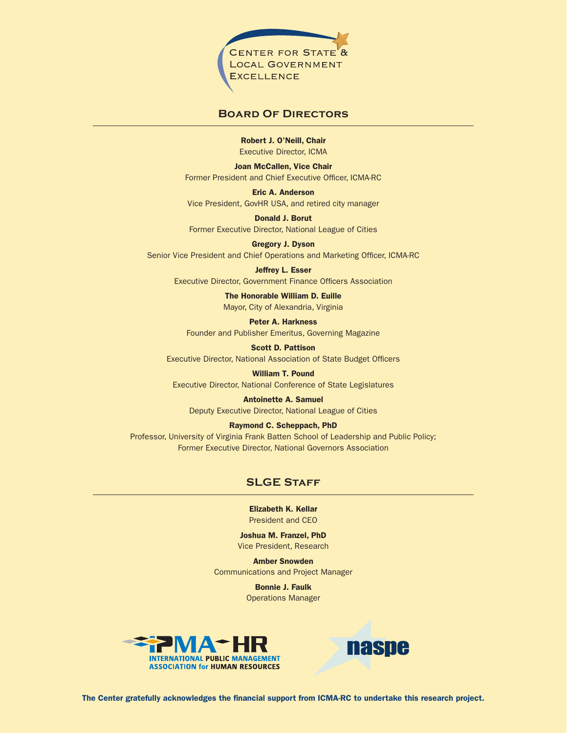Center for State & Local Government Excellence

## Board Of Directors

**Robert J. O'Neill, Chair**
Executive Director, ICMA

**Joan McCallen, Vice Chair**
Former President and Chief Executive Officer, ICMA-RC

**Eric A. Anderson**
Vice President, GovHR USA, and retired city manager

**Donald J. Borut**
Former Executive Director, National League of Cities

**Gregory J. Dyson**
Senior Vice President and Chief Operations and Marketing Officer, ICMA-RC

**Jeffrey L. Esser**
Executive Director, Government Finance Officers Association

**The Honorable William D. Euille**
Mayor, City of Alexandria, Virginia

**Peter A. Harkness**
Founder and Publisher Emeritus, Governing Magazine

**Scott D. Pattison**
Executive Director, National Association of State Budget Officers

**William T. Pound**
Executive Director, National Conference of State Legislatures

**Antoinette A. Samuel**
Deputy Executive Director, National League of Cities

**Raymond C. Scheppach, PhD**
Professor, University of Virginia Frank Batten School of Leadership and Public Policy;
Former Executive Director, National Governors Association

## SLGE Staff

**Elizabeth K. Kellar**
President and CEO

**Joshua M. Franzel, PhD**
Vice President, Research

**Amber Snowden**
Communications and Project Manager

**Bonnie J. Faulk**
Operations Manager

IPMA-HR International Public Management Association for Human Resources

naspe

**The Center gratefully acknowledges the financial support from ICMA-RC to undertake this research project.**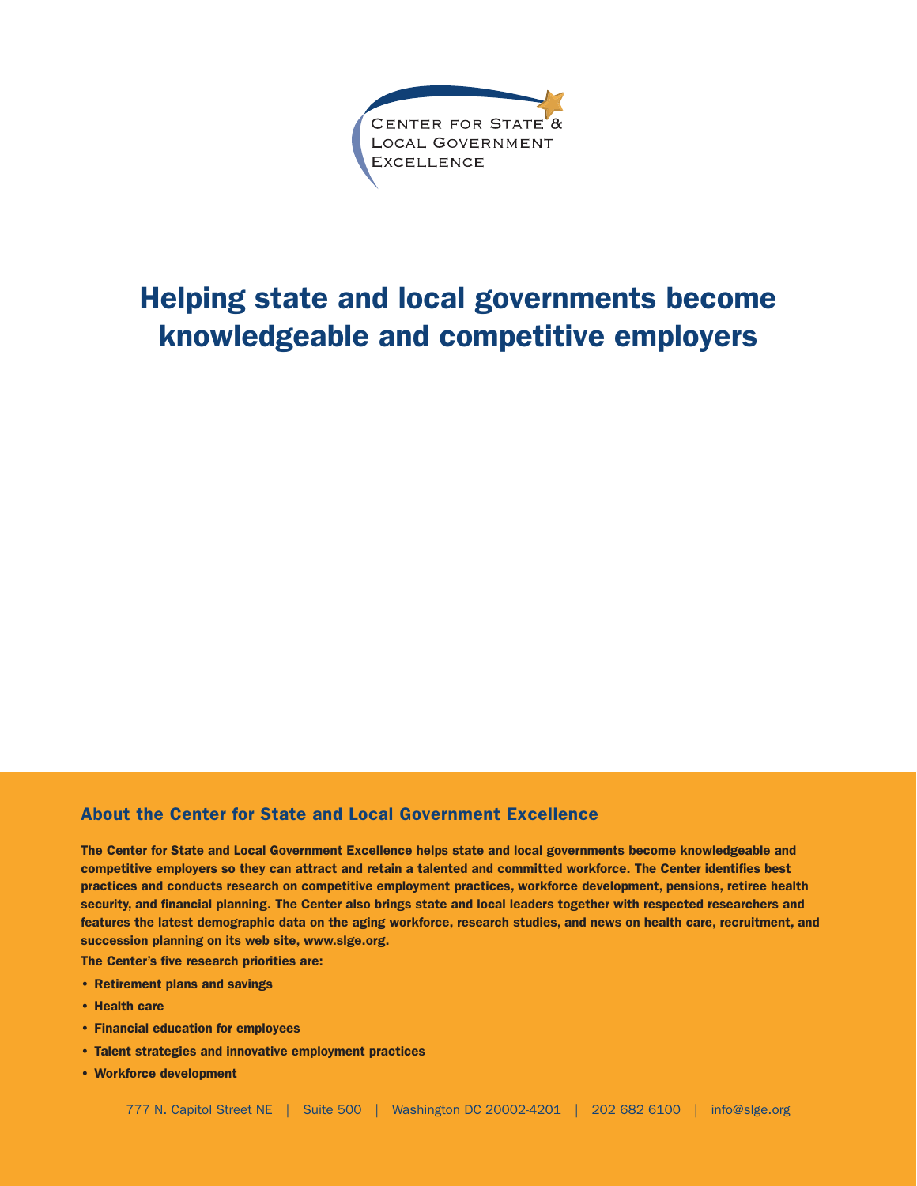Center for State & Local Government Excellence

# Helping state and local governments become knowledgeable and competitive employers

## About the Center for State and Local Government Excellence

**The Center for State and Local Government Excellence helps state and local governments become knowledgeable and competitive employers so they can attract and retain a talented and committed workforce. The Center identifies best practices and conducts research on competitive employment practices, workforce development, pensions, retiree health security, and financial planning. The Center also brings state and local leaders together with respected researchers and features the latest demographic data on the aging workforce, research studies, and news on health care, recruitment, and succession planning on its web site, www.slge.org.**

**The Center's five research priorities are:**

- **Retirement plans and savings**
- **Health care**
- **Financial education for employees**
- **Talent strategies and innovative employment practices**
- **Workforce development**

777 N. Capitol Street NE | Suite 500 | Washington DC 20002-4201 | 202 682 6100 | info@slge.org